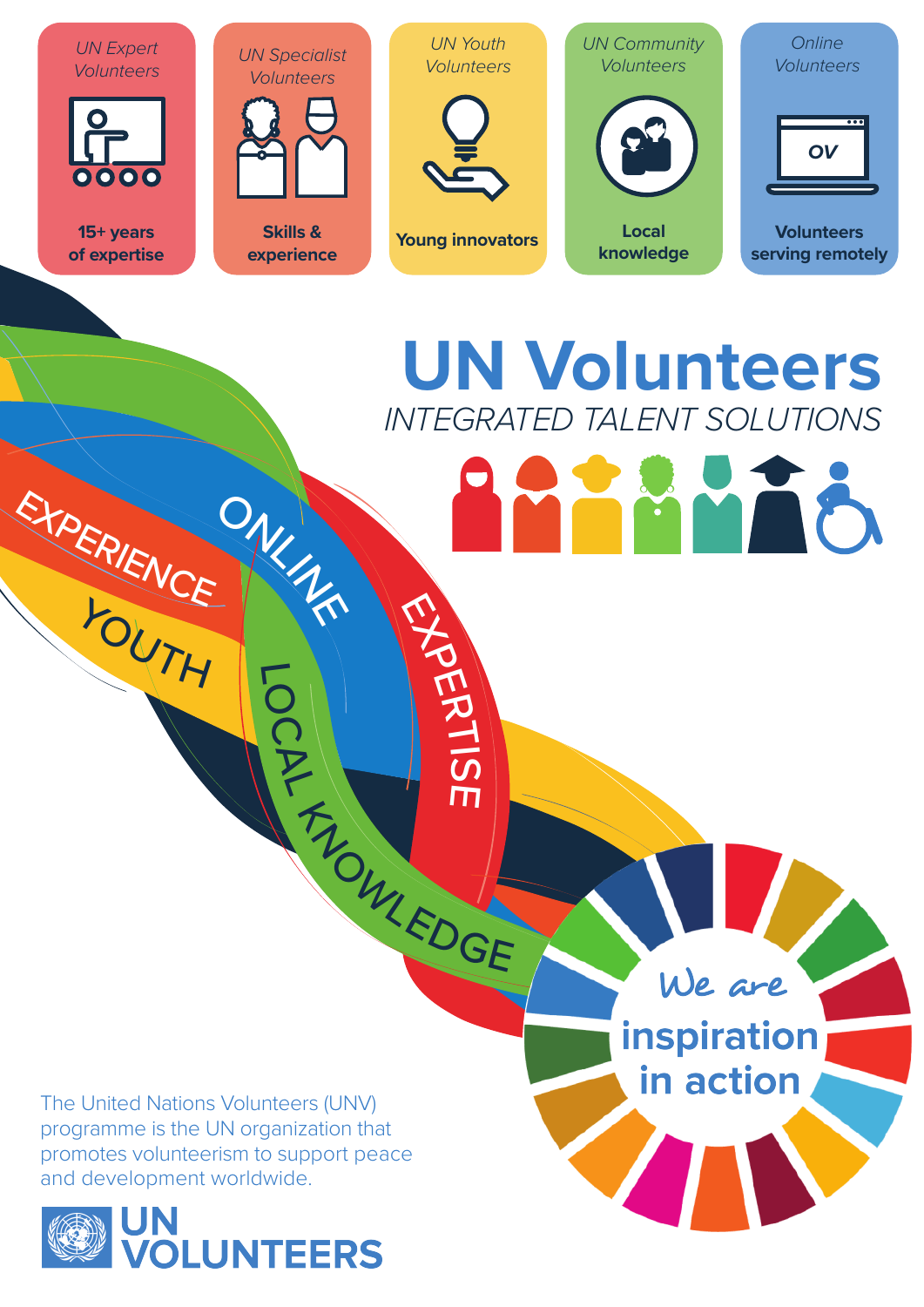*UN Expert Volunteers*

**15+ years of expertise**

*UN Specialist Volunteers*

**Skills & experience**

*UN Youth Volunteers*

**Young innovators**

*UN Community Volunteers*

**Local knowledge**

*Online Volunteers*

**Volunteers serving remotely**

# UN Volunteers

*INTEGRATED TALENT SOLUTIONS*

EXPERIENCE

ONLINE

YOUTH

LOCAL KNOWLEDGE

EXPERTISE

We are **inspiration in action**

The United Nations Volunteers (UNV) programme is the UN organization that promotes volunteerism to support peace and development worldwide.

**UN VOLUNTEERS**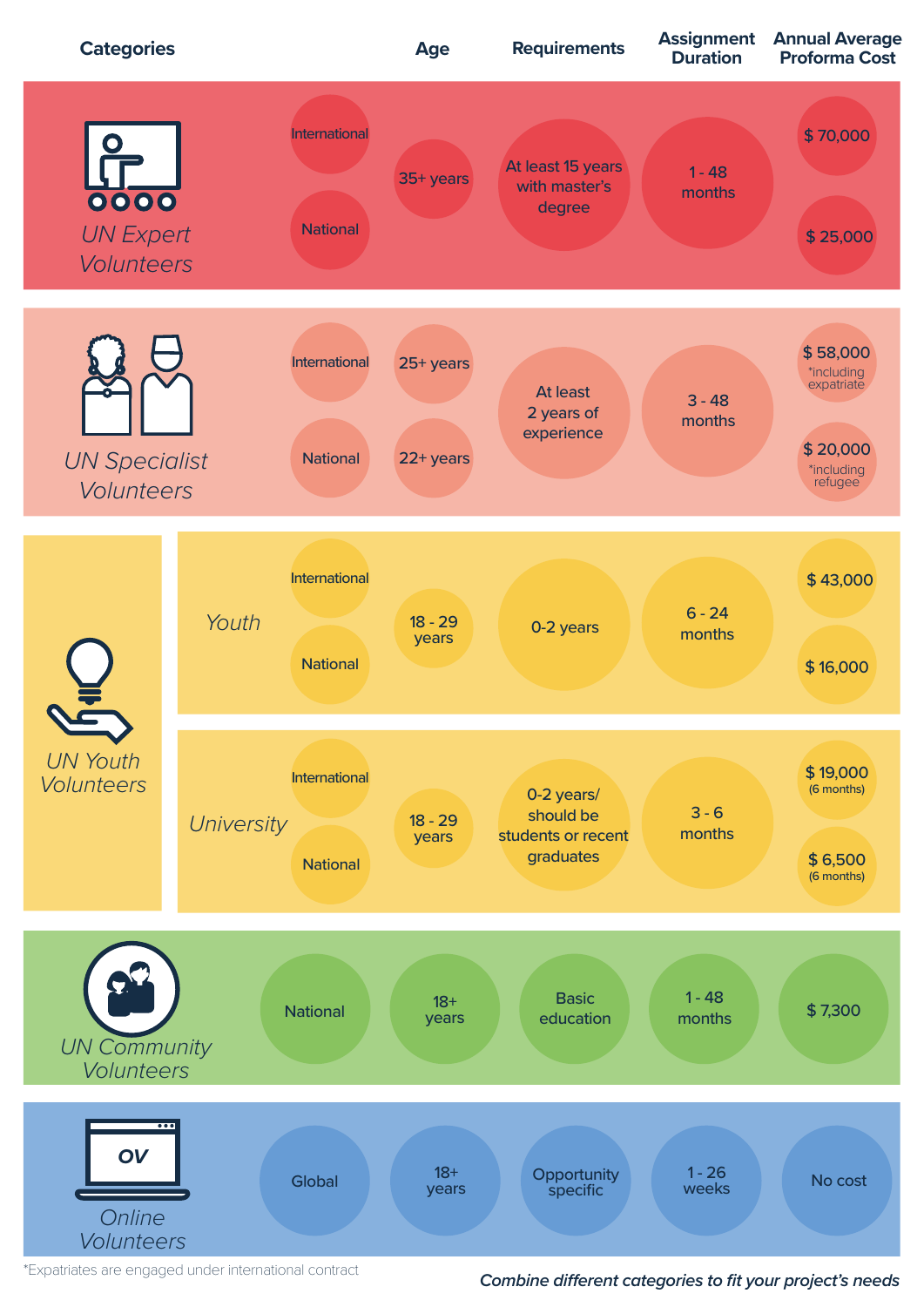| Categories | | Age | Requirements | Assignment Duration | Annual Average Proforma Cost |
| --- | --- | --- | --- | --- | --- |
| UN Expert Volunteers | International | 35+ years | At least 15 years with master's degree | 1 - 48 months | $ 70,000 |
| | National | | | | $ 25,000 |
| UN Specialist Volunteers | International | 25+ years | At least 2 years of experience | 3 - 48 months | $ 58,000 *including expatriate |
| | National | 22+ years | | | $ 20,000 *including refugee |
| UN Youth Volunteers – Youth | International | 18 - 29 years | 0-2 years | 6 - 24 months | $ 43,000 |
| | National | | | | $ 16,000 |
| UN Youth Volunteers – University | International | 18 - 29 years | 0-2 years/ should be students or recent graduates | 3 - 6 months | $ 19,000 (6 months) |
| | National | | | | $ 6,500 (6 months) |
| UN Community Volunteers | National | 18+ years | Basic education | 1 - 48 months | $ 7,300 |
| Online Volunteers | Global | 18+ years | Opportunity specific | 1 - 26 weeks | No cost |

*Expatriates are engaged under international contract

***Combine different categories to fit your project's needs***